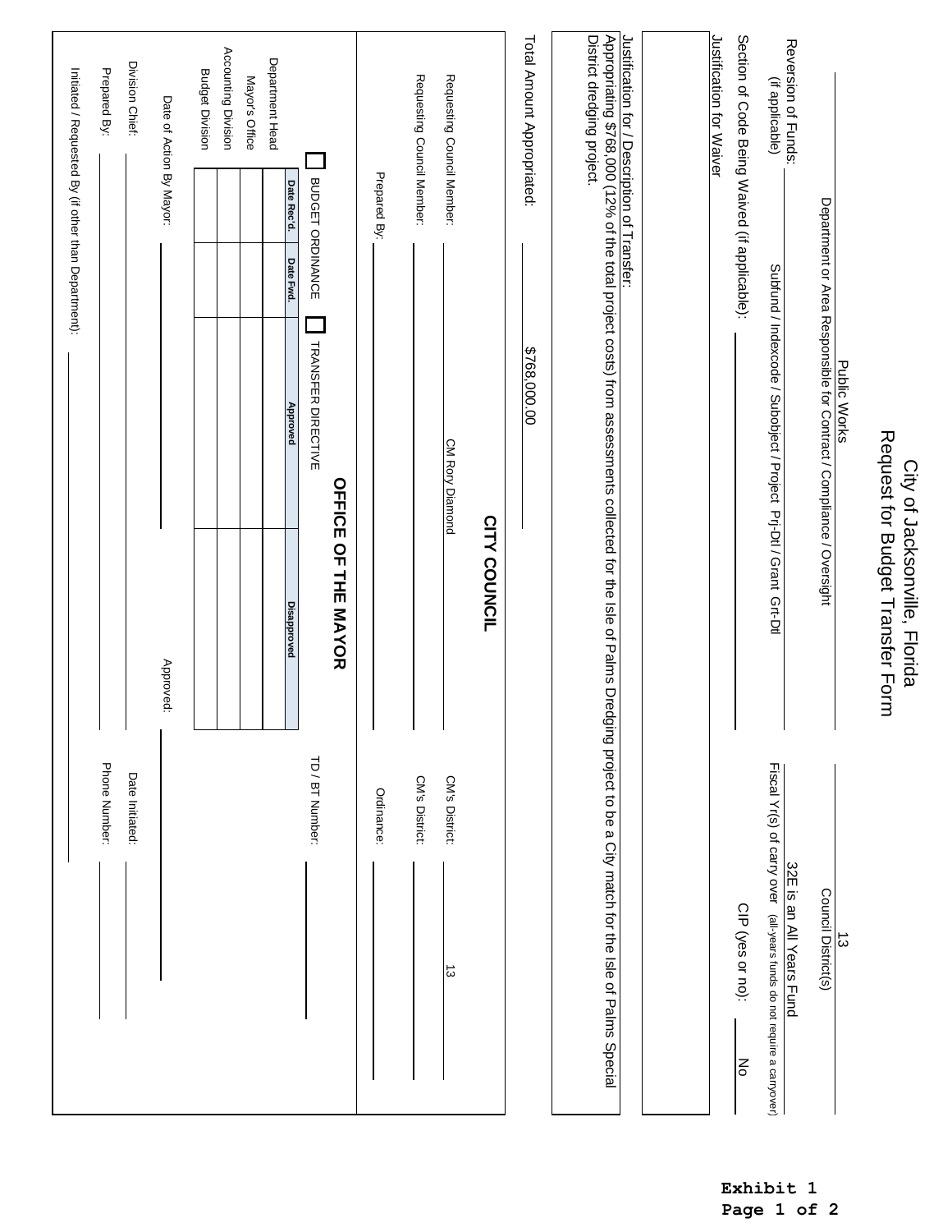# City of Jacksonville, Florida
## Request for Budget Transfer Form

| | |
|---|---|
| Public Works | 13 |
| Department or Area Responsible for Contract / Compliance / Oversight | Council District(s) |

Subfund / Indexcode / Subobject / Project Prj-Dtl / Grant Grt-Dtl

Reversion of Funds: (if applicable)

32E is an All Years Fund

Fiscal Yr(s) of carry over (all-years funds do not require a carryover)

Section of Code Being Waived (if applicable):

CIP (yes or no): No

Justification for Waiver

Justification for / Description of Transfer:

Appropriating $768,000 (12% of the total project costs) from assessments collected for the Isle of Palms Dredging project to be a City match for the Isle of Palms Special District dredging project.

Total Amount Appropriated: $768,000.00

## CITY COUNCIL

Requesting Council Member: CM Rory Diamond

CM's District: 13

Requesting Council Member:

CM's District:

Prepared By:

Ordinance:

## OFFICE OF THE MAYOR

☐ BUDGET ORDINANCE ☐ TRANSFER DIRECTIVE

TD / BT Number:

| | Date Rec'd. | Date Fwd. | Approved | Disapproved |
|---|---|---|---|---|
| Department Head | | | | |
| Mayor's Office | | | | |
| Accounting Division | | | | |
| Budget Division | | | | |

Date of Action By Mayor:

Approved:

Division Chief:

Date Initiated:

Prepared By:

Phone Number:

Initiated / Requested By (if other than Department):

**Exhibit 1**
**Page 1 of 2**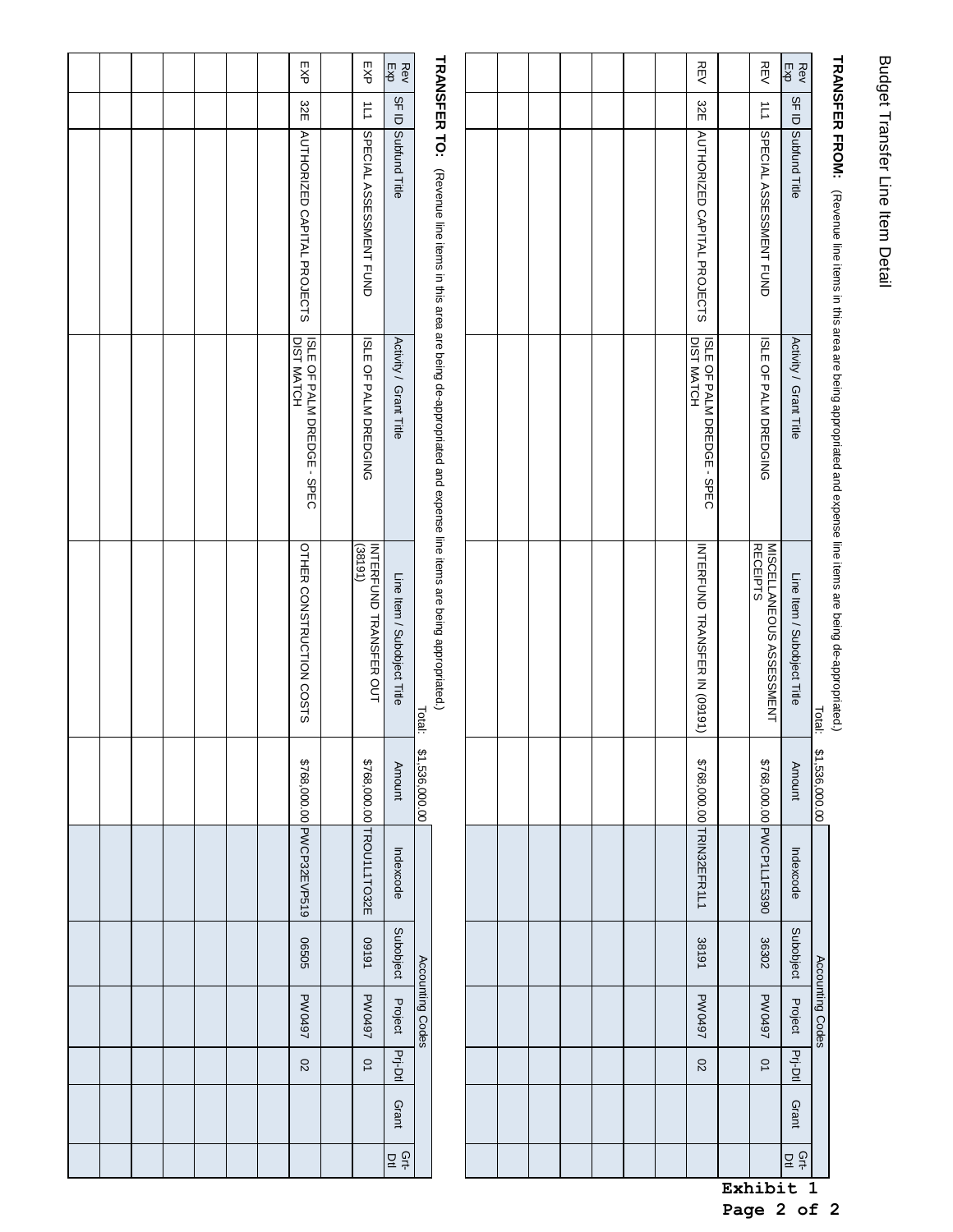# Budget Transfer Line Item Detail

**TRANSFER FROM:** (Revenue line items in this area are being appropriated and expense line items are being de-appropriated.)

Total: $1,536,000.00

| Rev Exp | SF ID | Subfund Title | Activity / Grant Title | Line Item / Subobject Title | Amount | Accounting Codes | | | | | |
|---|---|---|---|---|---|---|---|---|---|---|---|
| | | | | | | Indexcode | Subobject | Project | Prj-Dtl | Grant | Grt-Dtl |
| REV | 1L1 | SPECIAL ASSESSMENT FUND | ISLE OF PALM DREDGING | MISCELLANEOUS ASSESSMENT RECEIPTS | $768,000.00 | PWCP1L1F5390 | 36302 | PW0497 | 01 | | |
| REV | 32E | AUTHORIZED CAPITAL PROJECTS | ISLE OF PALM DREDGE - SPEC DIST MATCH | INTERFUND TRANSFER IN (09191) | $768,000.00 | TRIN32EFR1L1 | 38191 | PW0497 | 02 | | |
| | | | | | | | | | | | |
| | | | | | | | | | | | |
| | | | | | | | | | | | |
| | | | | | | | | | | | |
| | | | | | | | | | | | |
| | | | | | | | | | | | |
| | | | | | | | | | | | |
| | | | | | | | | | | | |

**TRANSFER TO:** (Revenue line items in this area are being de-appropriated and expense line items are being appropriated.)

Total: $1,536,000.00

| Rev Exp | SF ID | Subfund Title | Activity / Grant Title | Line Item / Subobject Title | Amount | Accounting Codes | | | | | |
|---|---|---|---|---|---|---|---|---|---|---|---|
| | | | | | | Indexcode | Subobject | Project | Prj-Dtl | Grant | Grt-Dtl |
| EXP | 1L1 | SPECIAL ASSESSMENT FUND | ISLE OF PALM DREDGING | INTERFUND TRANSFER OUT (38191) | $768,000.00 | TROU1L1TO32E | 09191 | PW0497 | 01 | | |
| EXP | 32E | AUTHORIZED CAPITAL PROJECTS | ISLE OF PALM DREDGE - SPEC DIST MATCH | OTHER CONSTRUCTION COSTS | $768,000.00 | PWCP32EVP519 | 06505 | PW0497 | 02 | | |
| | | | | | | | | | | | |
| | | | | | | | | | | | |
| | | | | | | | | | | | |
| | | | | | | | | | | | |
| | | | | | | | | | | | |
| | | | | | | | | | | | |
| | | | | | | | | | | | |
| | | | | | | | | | | | |

**Exhibit 1**